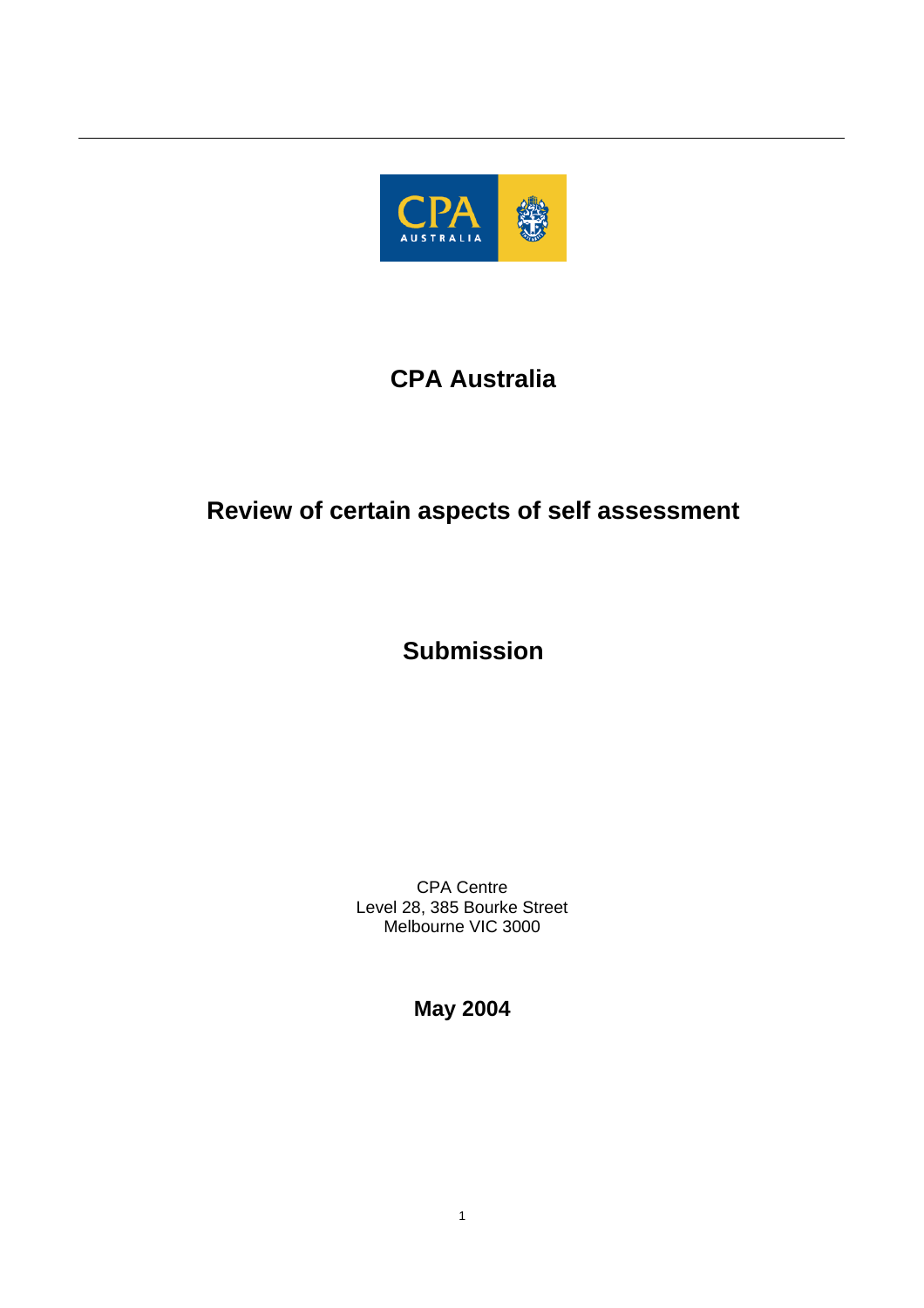# CPA Australia

## Review of certain aspects of self assessment

## Submission

CPA Centre
Level 28, 385 Bourke Street
Melbourne VIC 3000

**May 2004**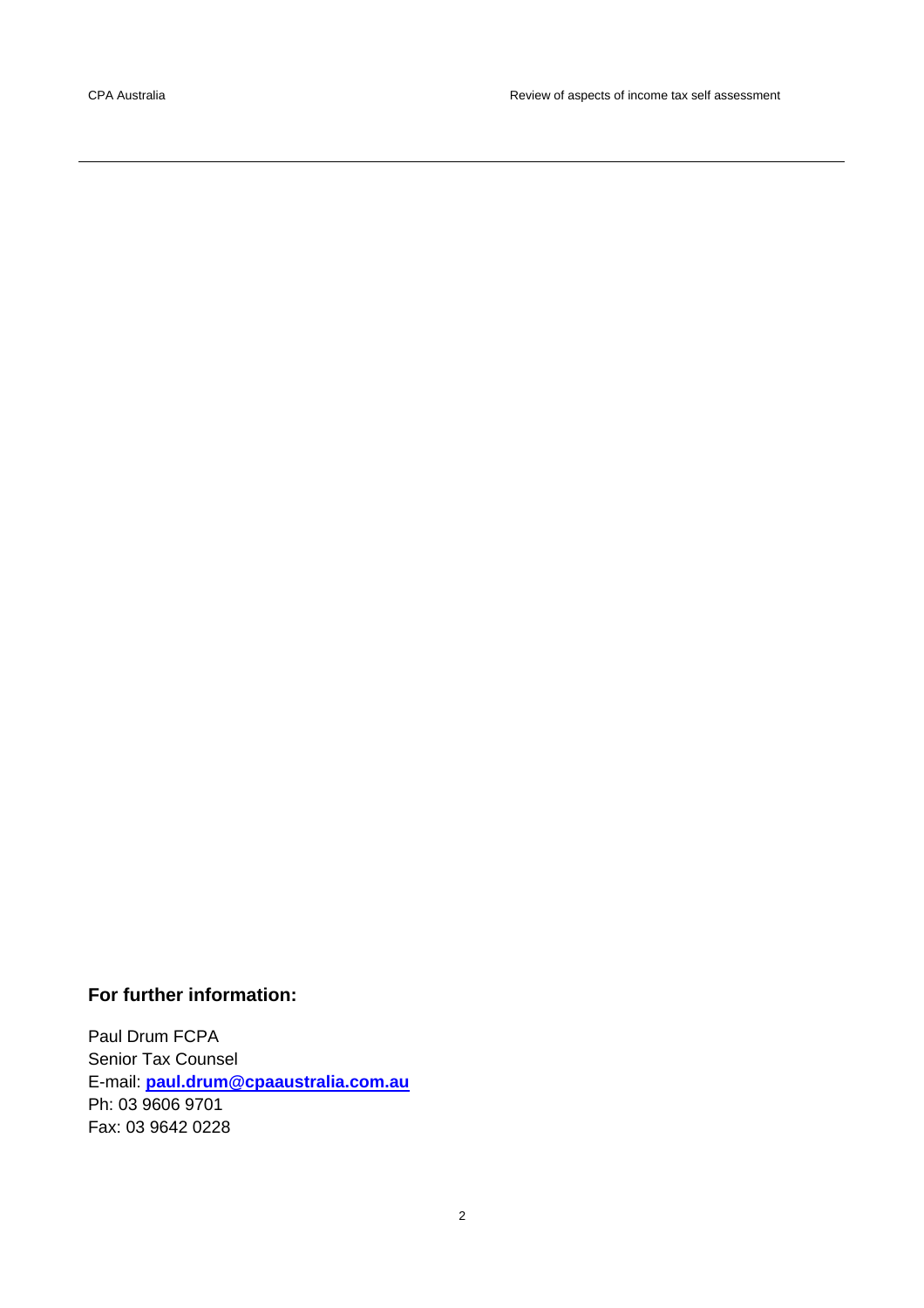## For further information:

Paul Drum FCPA
Senior Tax Counsel
E-mail: **paul.drum@cpaaustralia.com.au**
Ph: 03 9606 9701
Fax: 03 9642 0228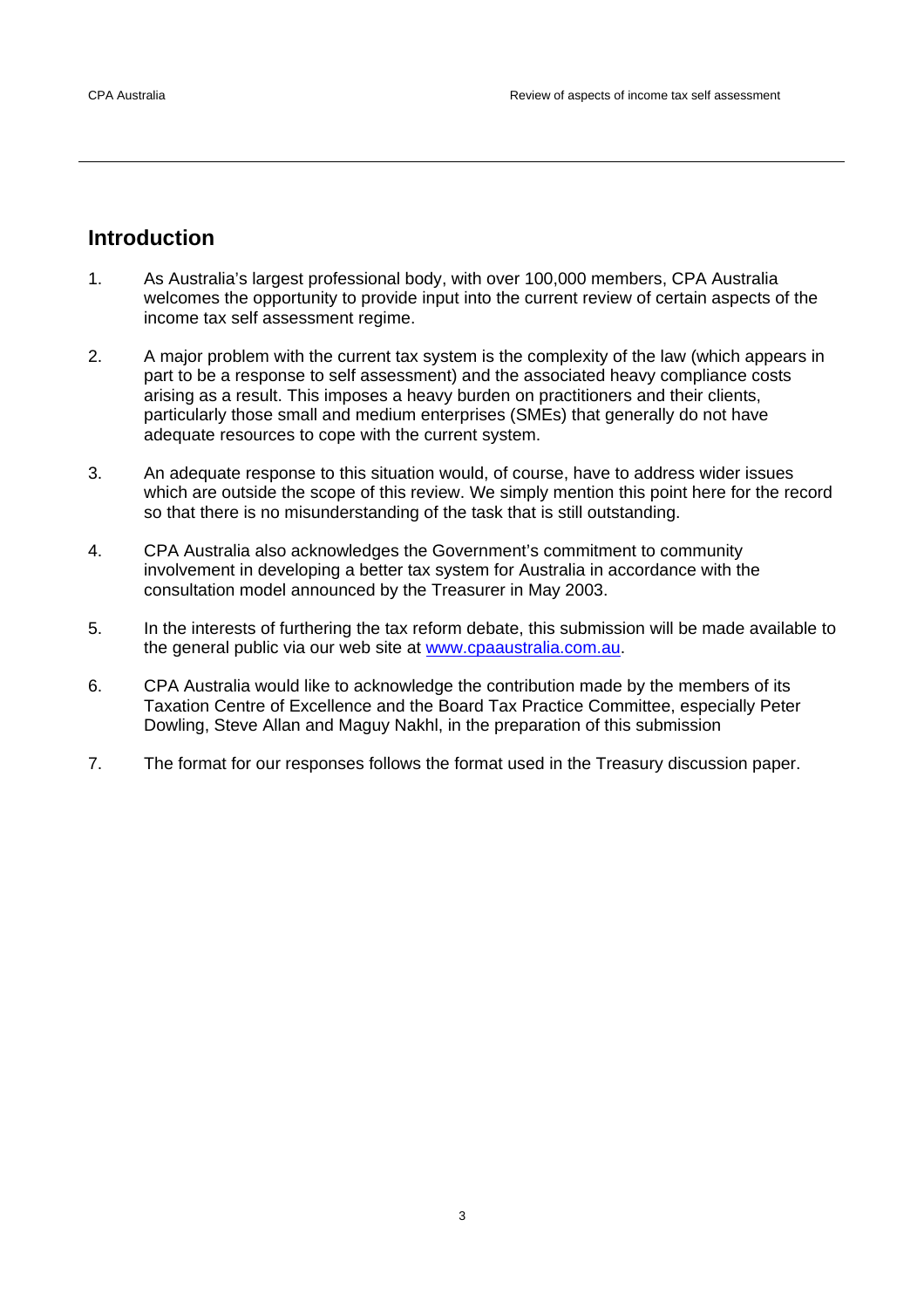## Introduction

1. As Australia's largest professional body, with over 100,000 members, CPA Australia welcomes the opportunity to provide input into the current review of certain aspects of the income tax self assessment regime.

2. A major problem with the current tax system is the complexity of the law (which appears in part to be a response to self assessment) and the associated heavy compliance costs arising as a result. This imposes a heavy burden on practitioners and their clients, particularly those small and medium enterprises (SMEs) that generally do not have adequate resources to cope with the current system.

3. An adequate response to this situation would, of course, have to address wider issues which are outside the scope of this review. We simply mention this point here for the record so that there is no misunderstanding of the task that is still outstanding.

4. CPA Australia also acknowledges the Government's commitment to community involvement in developing a better tax system for Australia in accordance with the consultation model announced by the Treasurer in May 2003.

5. In the interests of furthering the tax reform debate, this submission will be made available to the general public via our web site at [www.cpaaustralia.com.au](http://www.cpaaustralia.com.au).

6. CPA Australia would like to acknowledge the contribution made by the members of its Taxation Centre of Excellence and the Board Tax Practice Committee, especially Peter Dowling, Steve Allan and Maguy Nakhl, in the preparation of this submission

7. The format for our responses follows the format used in the Treasury discussion paper.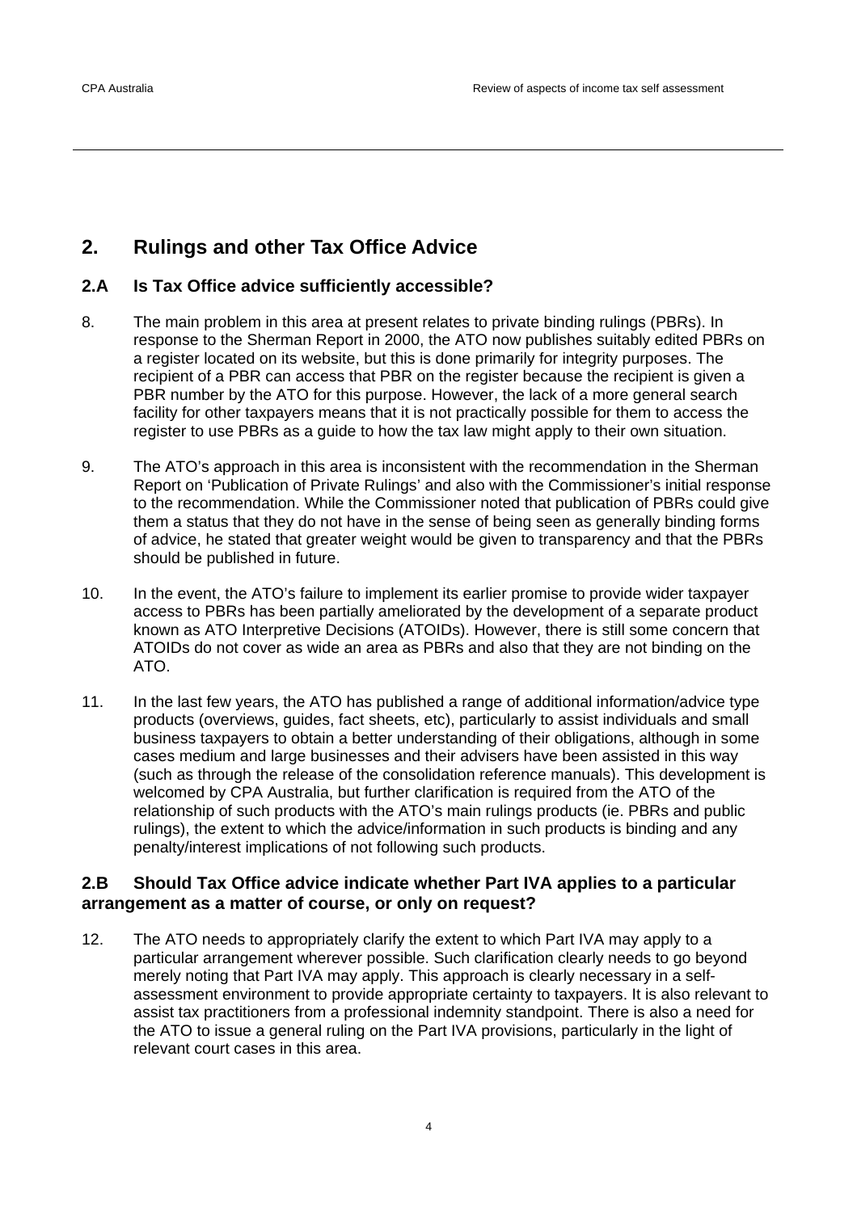## 2. Rulings and other Tax Office Advice

### 2.A Is Tax Office advice sufficiently accessible?

8. The main problem in this area at present relates to private binding rulings (PBRs). In response to the Sherman Report in 2000, the ATO now publishes suitably edited PBRs on a register located on its website, but this is done primarily for integrity purposes. The recipient of a PBR can access that PBR on the register because the recipient is given a PBR number by the ATO for this purpose. However, the lack of a more general search facility for other taxpayers means that it is not practically possible for them to access the register to use PBRs as a guide to how the tax law might apply to their own situation.

9. The ATO's approach in this area is inconsistent with the recommendation in the Sherman Report on 'Publication of Private Rulings' and also with the Commissioner's initial response to the recommendation. While the Commissioner noted that publication of PBRs could give them a status that they do not have in the sense of being seen as generally binding forms of advice, he stated that greater weight would be given to transparency and that the PBRs should be published in future.

10. In the event, the ATO's failure to implement its earlier promise to provide wider taxpayer access to PBRs has been partially ameliorated by the development of a separate product known as ATO Interpretive Decisions (ATOIDs). However, there is still some concern that ATOIDs do not cover as wide an area as PBRs and also that they are not binding on the ATO.

11. In the last few years, the ATO has published a range of additional information/advice type products (overviews, guides, fact sheets, etc), particularly to assist individuals and small business taxpayers to obtain a better understanding of their obligations, although in some cases medium and large businesses and their advisers have been assisted in this way (such as through the release of the consolidation reference manuals). This development is welcomed by CPA Australia, but further clarification is required from the ATO of the relationship of such products with the ATO's main rulings products (ie. PBRs and public rulings), the extent to which the advice/information in such products is binding and any penalty/interest implications of not following such products.

### 2.B Should Tax Office advice indicate whether Part IVA applies to a particular arrangement as a matter of course, or only on request?

12. The ATO needs to appropriately clarify the extent to which Part IVA may apply to a particular arrangement wherever possible. Such clarification clearly needs to go beyond merely noting that Part IVA may apply. This approach is clearly necessary in a self-assessment environment to provide appropriate certainty to taxpayers. It is also relevant to assist tax practitioners from a professional indemnity standpoint. There is also a need for the ATO to issue a general ruling on the Part IVA provisions, particularly in the light of relevant court cases in this area.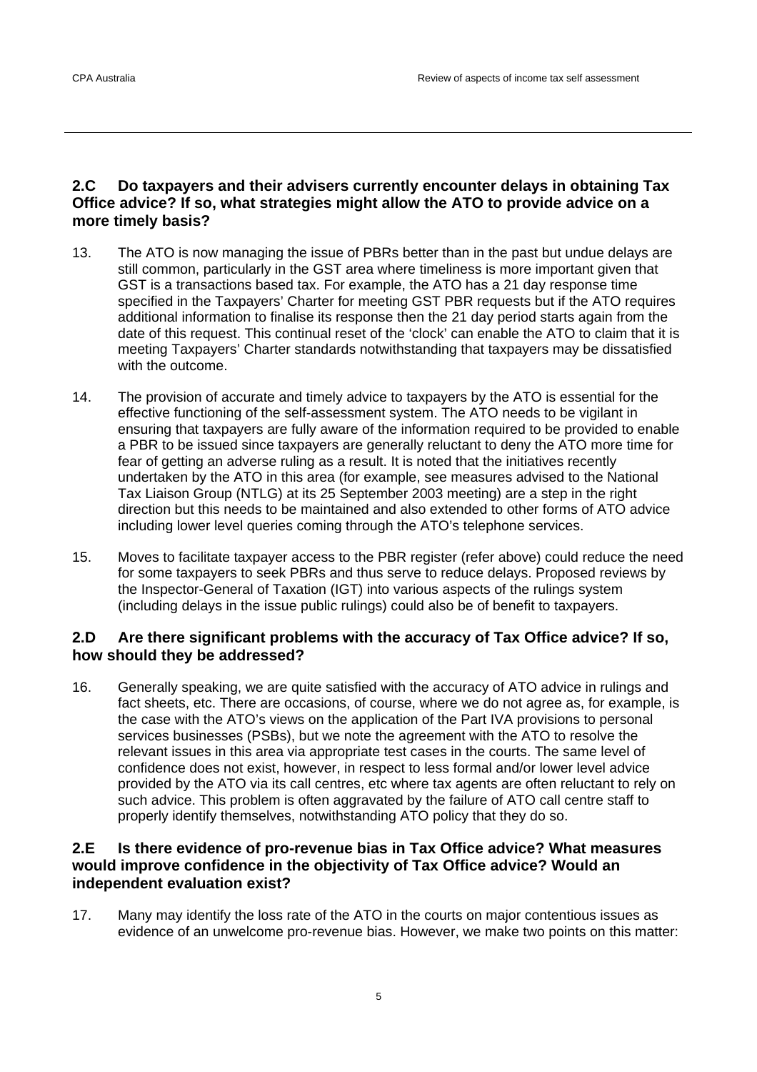## 2.C Do taxpayers and their advisers currently encounter delays in obtaining Tax Office advice? If so, what strategies might allow the ATO to provide advice on a more timely basis?

13. The ATO is now managing the issue of PBRs better than in the past but undue delays are still common, particularly in the GST area where timeliness is more important given that GST is a transactions based tax. For example, the ATO has a 21 day response time specified in the Taxpayers' Charter for meeting GST PBR requests but if the ATO requires additional information to finalise its response then the 21 day period starts again from the date of this request. This continual reset of the 'clock' can enable the ATO to claim that it is meeting Taxpayers' Charter standards notwithstanding that taxpayers may be dissatisfied with the outcome.

14. The provision of accurate and timely advice to taxpayers by the ATO is essential for the effective functioning of the self-assessment system. The ATO needs to be vigilant in ensuring that taxpayers are fully aware of the information required to be provided to enable a PBR to be issued since taxpayers are generally reluctant to deny the ATO more time for fear of getting an adverse ruling as a result. It is noted that the initiatives recently undertaken by the ATO in this area (for example, see measures advised to the National Tax Liaison Group (NTLG) at its 25 September 2003 meeting) are a step in the right direction but this needs to be maintained and also extended to other forms of ATO advice including lower level queries coming through the ATO's telephone services.

15. Moves to facilitate taxpayer access to the PBR register (refer above) could reduce the need for some taxpayers to seek PBRs and thus serve to reduce delays. Proposed reviews by the Inspector-General of Taxation (IGT) into various aspects of the rulings system (including delays in the issue public rulings) could also be of benefit to taxpayers.

## 2.D Are there significant problems with the accuracy of Tax Office advice? If so, how should they be addressed?

16. Generally speaking, we are quite satisfied with the accuracy of ATO advice in rulings and fact sheets, etc. There are occasions, of course, where we do not agree as, for example, is the case with the ATO's views on the application of the Part IVA provisions to personal services businesses (PSBs), but we note the agreement with the ATO to resolve the relevant issues in this area via appropriate test cases in the courts. The same level of confidence does not exist, however, in respect to less formal and/or lower level advice provided by the ATO via its call centres, etc where tax agents are often reluctant to rely on such advice. This problem is often aggravated by the failure of ATO call centre staff to properly identify themselves, notwithstanding ATO policy that they do so.

## 2.E Is there evidence of pro-revenue bias in Tax Office advice? What measures would improve confidence in the objectivity of Tax Office advice? Would an independent evaluation exist?

17. Many may identify the loss rate of the ATO in the courts on major contentious issues as evidence of an unwelcome pro-revenue bias. However, we make two points on this matter: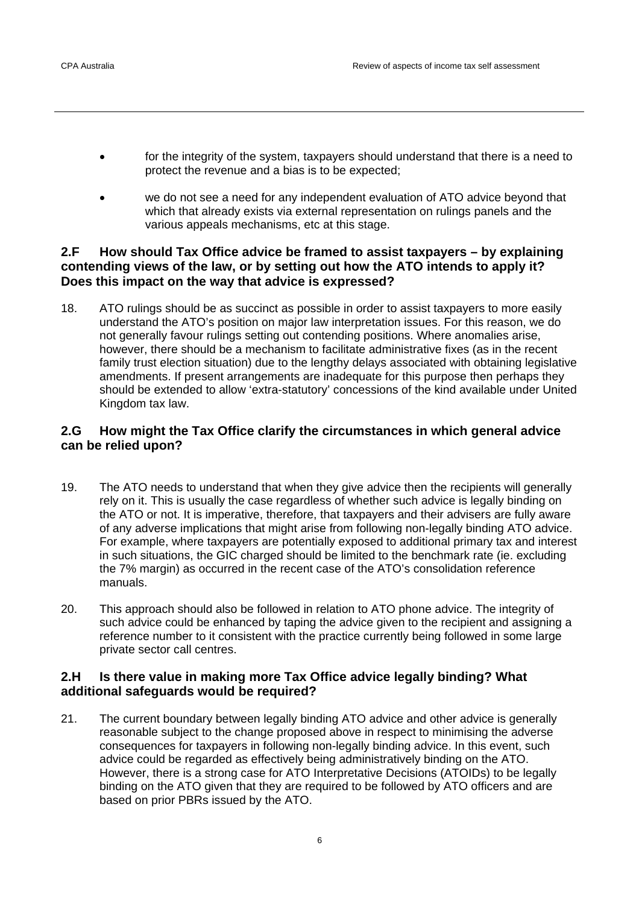- for the integrity of the system, taxpayers should understand that there is a need to protect the revenue and a bias is to be expected;
- we do not see a need for any independent evaluation of ATO advice beyond that which that already exists via external representation on rulings panels and the various appeals mechanisms, etc at this stage.

### 2.F How should Tax Office advice be framed to assist taxpayers – by explaining contending views of the law, or by setting out how the ATO intends to apply it? Does this impact on the way that advice is expressed?

18. ATO rulings should be as succinct as possible in order to assist taxpayers to more easily understand the ATO's position on major law interpretation issues. For this reason, we do not generally favour rulings setting out contending positions. Where anomalies arise, however, there should be a mechanism to facilitate administrative fixes (as in the recent family trust election situation) due to the lengthy delays associated with obtaining legislative amendments. If present arrangements are inadequate for this purpose then perhaps they should be extended to allow 'extra-statutory' concessions of the kind available under United Kingdom tax law.

### 2.G How might the Tax Office clarify the circumstances in which general advice can be relied upon?

19. The ATO needs to understand that when they give advice then the recipients will generally rely on it. This is usually the case regardless of whether such advice is legally binding on the ATO or not. It is imperative, therefore, that taxpayers and their advisers are fully aware of any adverse implications that might arise from following non-legally binding ATO advice. For example, where taxpayers are potentially exposed to additional primary tax and interest in such situations, the GIC charged should be limited to the benchmark rate (ie. excluding the 7% margin) as occurred in the recent case of the ATO's consolidation reference manuals.

20. This approach should also be followed in relation to ATO phone advice. The integrity of such advice could be enhanced by taping the advice given to the recipient and assigning a reference number to it consistent with the practice currently being followed in some large private sector call centres.

### 2.H Is there value in making more Tax Office advice legally binding? What additional safeguards would be required?

21. The current boundary between legally binding ATO advice and other advice is generally reasonable subject to the change proposed above in respect to minimising the adverse consequences for taxpayers in following non-legally binding advice. In this event, such advice could be regarded as effectively being administratively binding on the ATO. However, there is a strong case for ATO Interpretative Decisions (ATOIDs) to be legally binding on the ATO given that they are required to be followed by ATO officers and are based on prior PBRs issued by the ATO.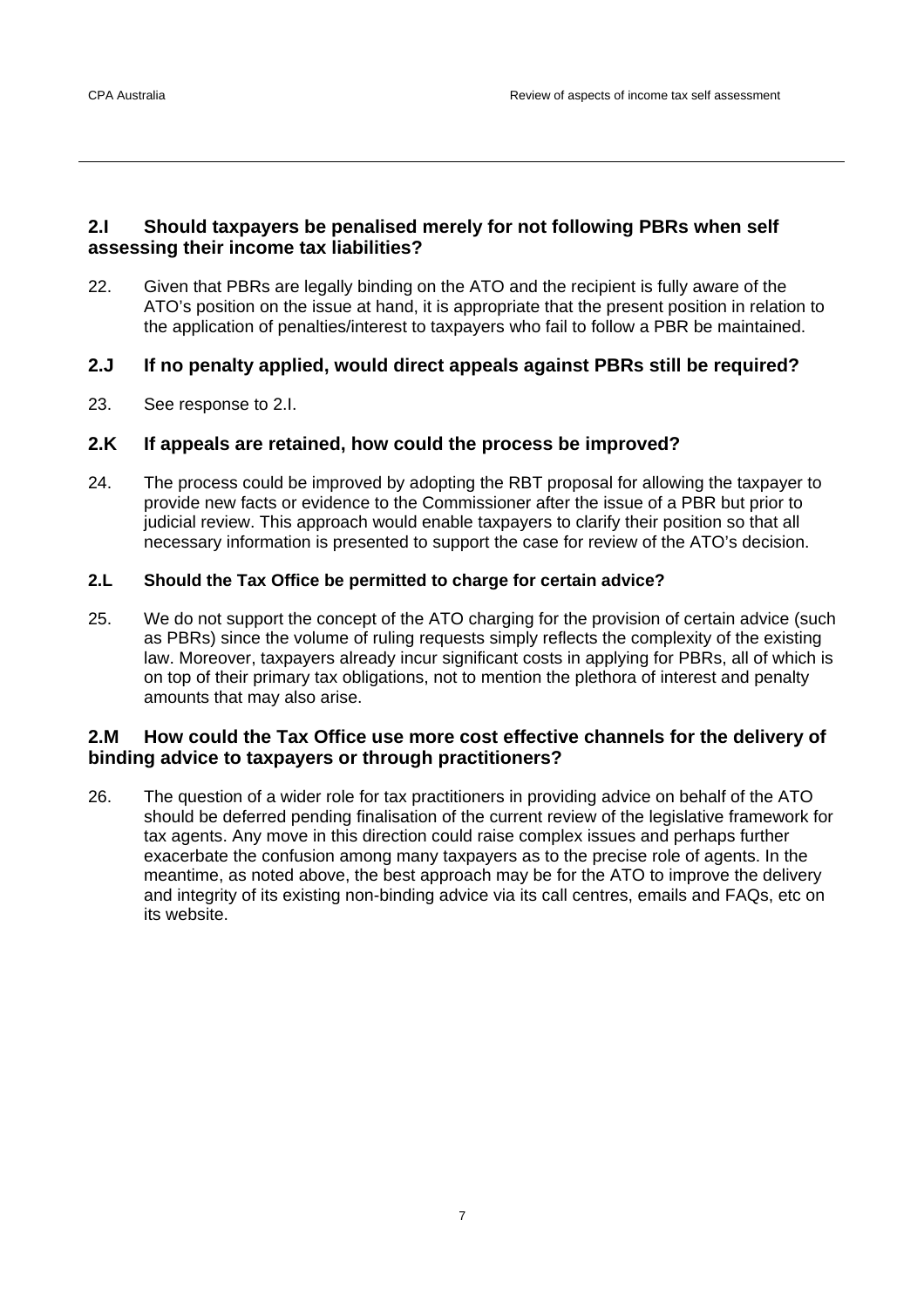## 2.I Should taxpayers be penalised merely for not following PBRs when self assessing their income tax liabilities?

22. Given that PBRs are legally binding on the ATO and the recipient is fully aware of the ATO's position on the issue at hand, it is appropriate that the present position in relation to the application of penalties/interest to taxpayers who fail to follow a PBR be maintained.

## 2.J If no penalty applied, would direct appeals against PBRs still be required?

23. See response to 2.I.

## 2.K If appeals are retained, how could the process be improved?

24. The process could be improved by adopting the RBT proposal for allowing the taxpayer to provide new facts or evidence to the Commissioner after the issue of a PBR but prior to judicial review. This approach would enable taxpayers to clarify their position so that all necessary information is presented to support the case for review of the ATO's decision.

### 2.L Should the Tax Office be permitted to charge for certain advice?

25. We do not support the concept of the ATO charging for the provision of certain advice (such as PBRs) since the volume of ruling requests simply reflects the complexity of the existing law. Moreover, taxpayers already incur significant costs in applying for PBRs, all of which is on top of their primary tax obligations, not to mention the plethora of interest and penalty amounts that may also arise.

## 2.M How could the Tax Office use more cost effective channels for the delivery of binding advice to taxpayers or through practitioners?

26. The question of a wider role for tax practitioners in providing advice on behalf of the ATO should be deferred pending finalisation of the current review of the legislative framework for tax agents. Any move in this direction could raise complex issues and perhaps further exacerbate the confusion among many taxpayers as to the precise role of agents. In the meantime, as noted above, the best approach may be for the ATO to improve the delivery and integrity of its existing non-binding advice via its call centres, emails and FAQs, etc on its website.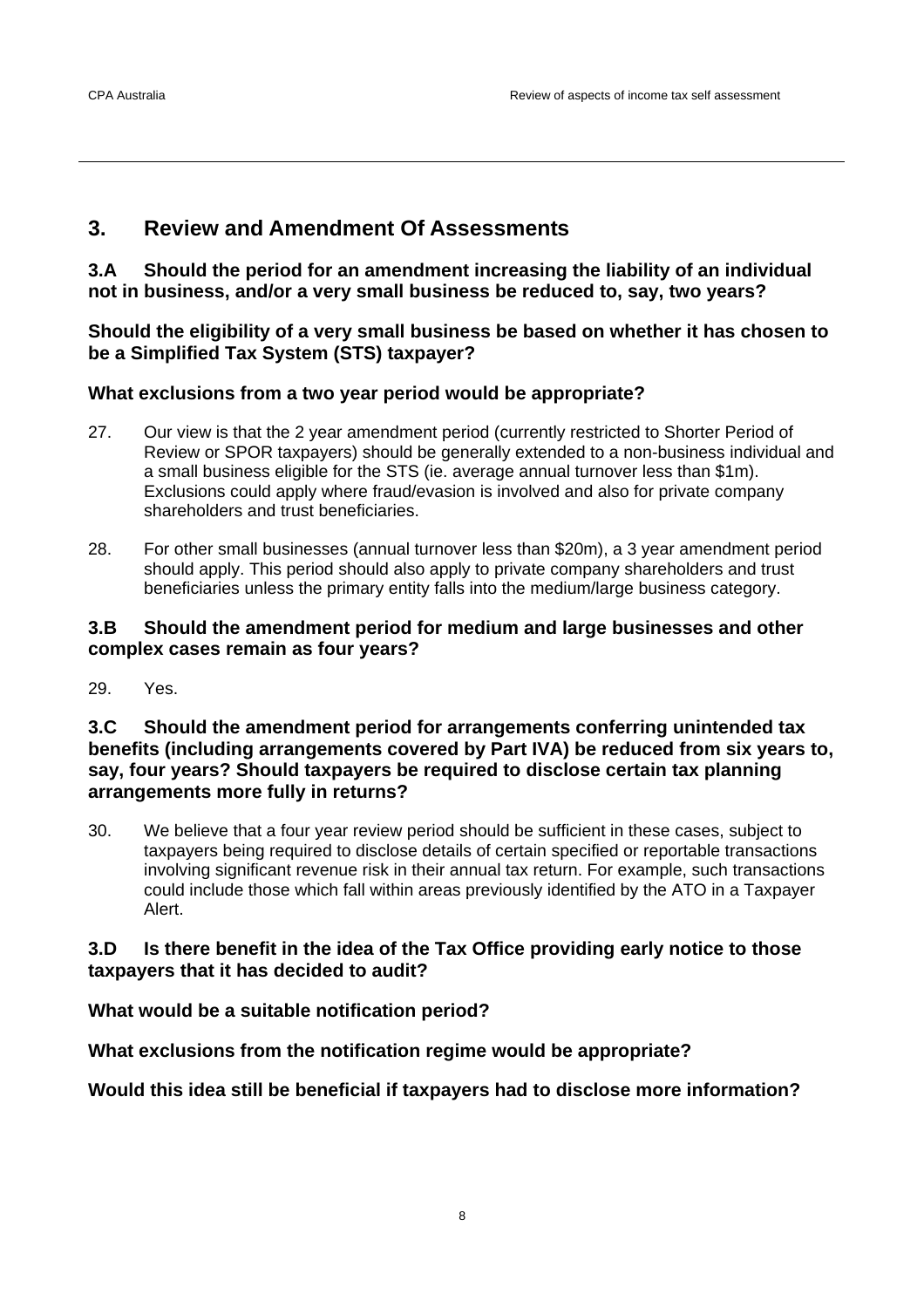## 3. Review and Amendment Of Assessments

### 3.A Should the period for an amendment increasing the liability of an individual not in business, and/or a very small business be reduced to, say, two years?

**Should the eligibility of a very small business be based on whether it has chosen to be a Simplified Tax System (STS) taxpayer?**

**What exclusions from a two year period would be appropriate?**

27. Our view is that the 2 year amendment period (currently restricted to Shorter Period of Review or SPOR taxpayers) should be generally extended to a non-business individual and a small business eligible for the STS (ie. average annual turnover less than $1m). Exclusions could apply where fraud/evasion is involved and also for private company shareholders and trust beneficiaries.

28. For other small businesses (annual turnover less than $20m), a 3 year amendment period should apply. This period should also apply to private company shareholders and trust beneficiaries unless the primary entity falls into the medium/large business category.

### 3.B Should the amendment period for medium and large businesses and other complex cases remain as four years?

29. Yes.

### 3.C Should the amendment period for arrangements conferring unintended tax benefits (including arrangements covered by Part IVA) be reduced from six years to, say, four years? Should taxpayers be required to disclose certain tax planning arrangements more fully in returns?

30. We believe that a four year review period should be sufficient in these cases, subject to taxpayers being required to disclose details of certain specified or reportable transactions involving significant revenue risk in their annual tax return. For example, such transactions could include those which fall within areas previously identified by the ATO in a Taxpayer Alert.

### 3.D Is there benefit in the idea of the Tax Office providing early notice to those taxpayers that it has decided to audit?

**What would be a suitable notification period?**

**What exclusions from the notification regime would be appropriate?**

**Would this idea still be beneficial if taxpayers had to disclose more information?**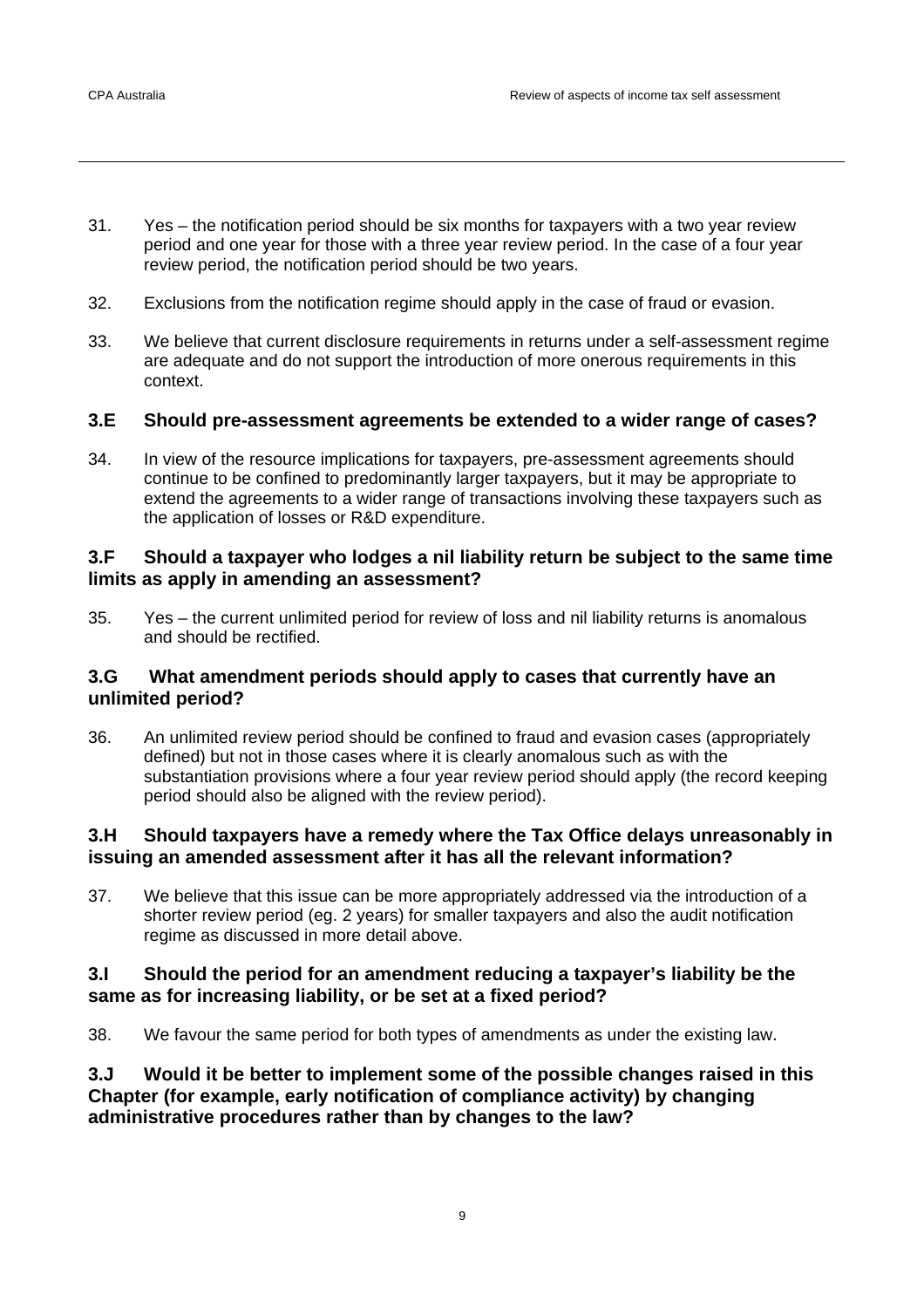31. Yes – the notification period should be six months for taxpayers with a two year review period and one year for those with a three year review period. In the case of a four year review period, the notification period should be two years.

32. Exclusions from the notification regime should apply in the case of fraud or evasion.

33. We believe that current disclosure requirements in returns under a self-assessment regime are adequate and do not support the introduction of more onerous requirements in this context.

### 3.E Should pre-assessment agreements be extended to a wider range of cases?

34. In view of the resource implications for taxpayers, pre-assessment agreements should continue to be confined to predominantly larger taxpayers, but it may be appropriate to extend the agreements to a wider range of transactions involving these taxpayers such as the application of losses or R&D expenditure.

### 3.F Should a taxpayer who lodges a nil liability return be subject to the same time limits as apply in amending an assessment?

35. Yes – the current unlimited period for review of loss and nil liability returns is anomalous and should be rectified.

### 3.G What amendment periods should apply to cases that currently have an unlimited period?

36. An unlimited review period should be confined to fraud and evasion cases (appropriately defined) but not in those cases where it is clearly anomalous such as with the substantiation provisions where a four year review period should apply (the record keeping period should also be aligned with the review period).

### 3.H Should taxpayers have a remedy where the Tax Office delays unreasonably in issuing an amended assessment after it has all the relevant information?

37. We believe that this issue can be more appropriately addressed via the introduction of a shorter review period (eg. 2 years) for smaller taxpayers and also the audit notification regime as discussed in more detail above.

### 3.I Should the period for an amendment reducing a taxpayer's liability be the same as for increasing liability, or be set at a fixed period?

38. We favour the same period for both types of amendments as under the existing law.

### 3.J Would it be better to implement some of the possible changes raised in this Chapter (for example, early notification of compliance activity) by changing administrative procedures rather than by changes to the law?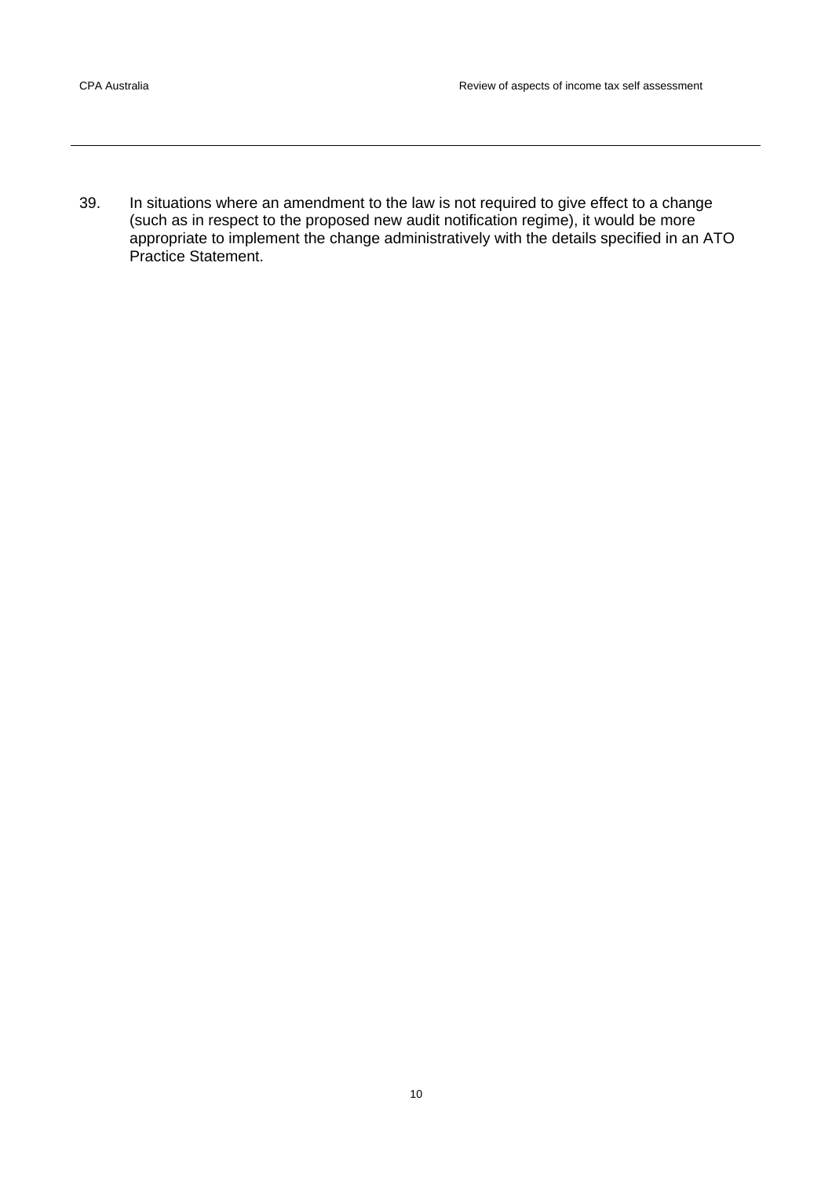39. In situations where an amendment to the law is not required to give effect to a change (such as in respect to the proposed new audit notification regime), it would be more appropriate to implement the change administratively with the details specified in an ATO Practice Statement.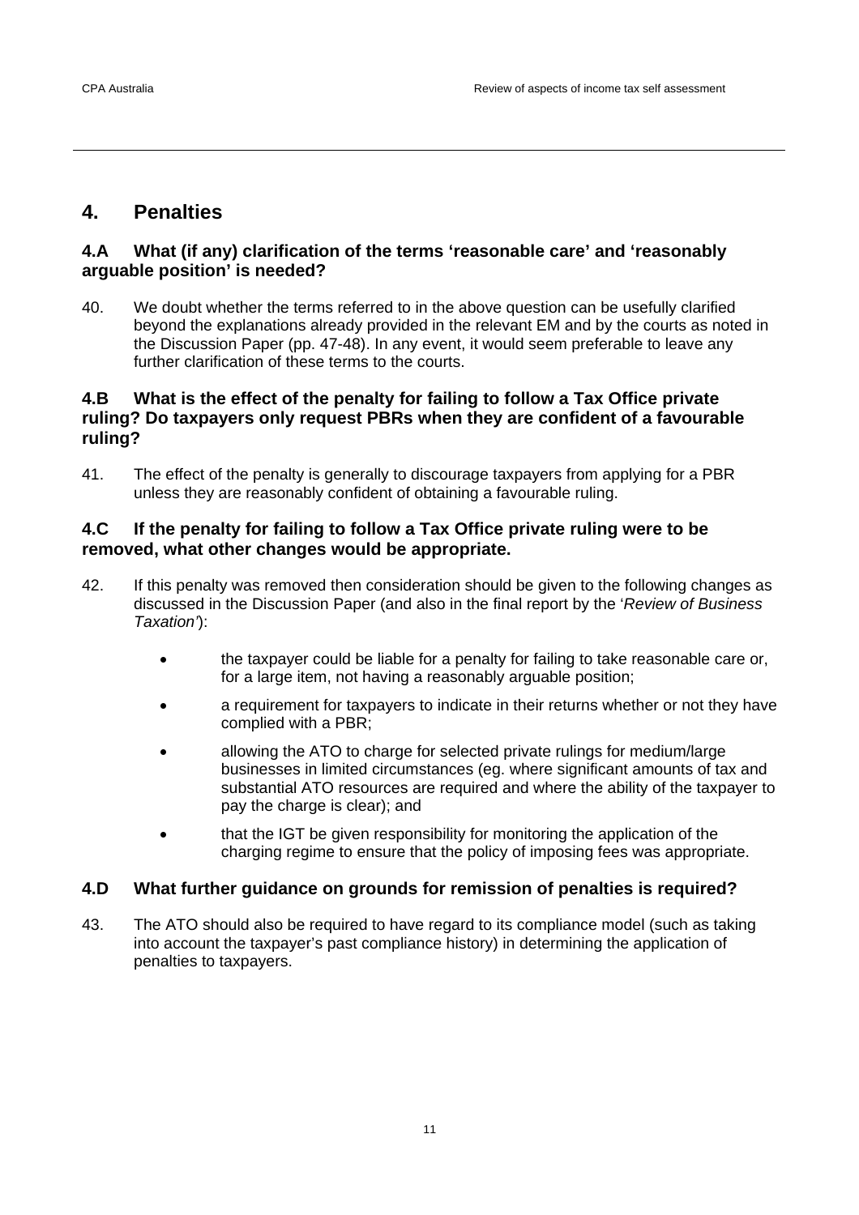# 4. Penalties

## 4.A What (if any) clarification of the terms 'reasonable care' and 'reasonably arguable position' is needed?

40. We doubt whether the terms referred to in the above question can be usefully clarified beyond the explanations already provided in the relevant EM and by the courts as noted in the Discussion Paper (pp. 47-48). In any event, it would seem preferable to leave any further clarification of these terms to the courts.

## 4.B What is the effect of the penalty for failing to follow a Tax Office private ruling? Do taxpayers only request PBRs when they are confident of a favourable ruling?

41. The effect of the penalty is generally to discourage taxpayers from applying for a PBR unless they are reasonably confident of obtaining a favourable ruling.

## 4.C If the penalty for failing to follow a Tax Office private ruling were to be removed, what other changes would be appropriate.

42. If this penalty was removed then consideration should be given to the following changes as discussed in the Discussion Paper (and also in the final report by the '*Review of Business Taxation'*):

    - the taxpayer could be liable for a penalty for failing to take reasonable care or, for a large item, not having a reasonably arguable position;
    - a requirement for taxpayers to indicate in their returns whether or not they have complied with a PBR;
    - allowing the ATO to charge for selected private rulings for medium/large businesses in limited circumstances (eg. where significant amounts of tax and substantial ATO resources are required and where the ability of the taxpayer to pay the charge is clear); and
    - that the IGT be given responsibility for monitoring the application of the charging regime to ensure that the policy of imposing fees was appropriate.

## 4.D What further guidance on grounds for remission of penalties is required?

43. The ATO should also be required to have regard to its compliance model (such as taking into account the taxpayer's past compliance history) in determining the application of penalties to taxpayers.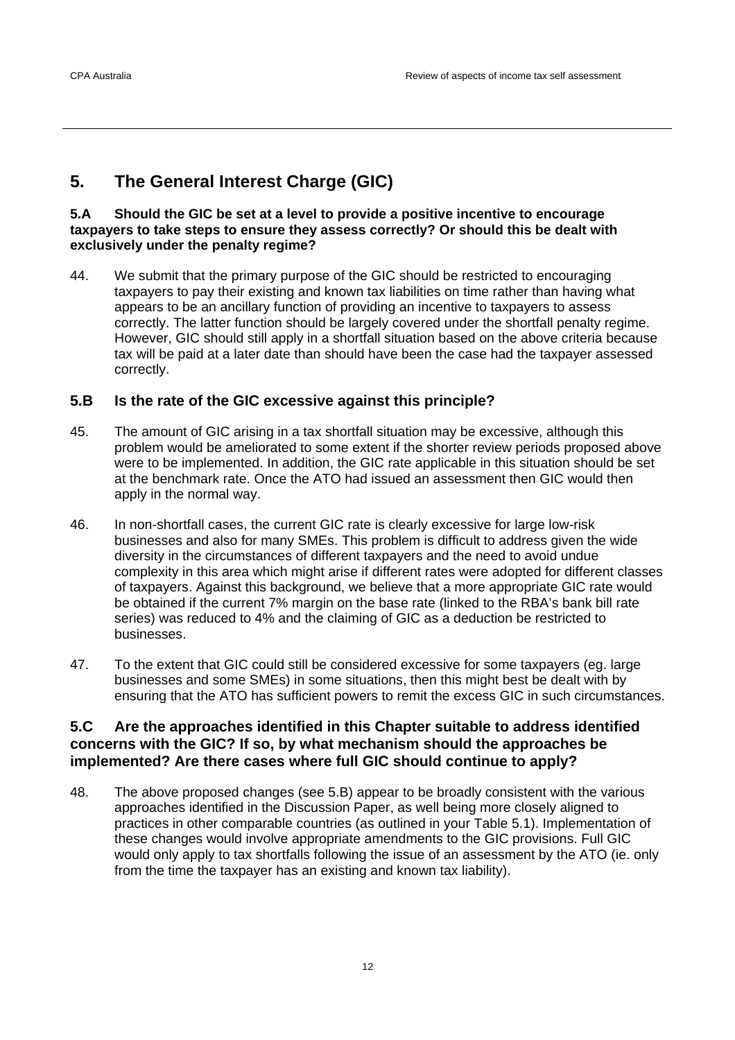## 5. The General Interest Charge (GIC)

**5.A Should the GIC be set at a level to provide a positive incentive to encourage taxpayers to take steps to ensure they assess correctly? Or should this be dealt with exclusively under the penalty regime?**

44. We submit that the primary purpose of the GIC should be restricted to encouraging taxpayers to pay their existing and known tax liabilities on time rather than having what appears to be an ancillary function of providing an incentive to taxpayers to assess correctly. The latter function should be largely covered under the shortfall penalty regime. However, GIC should still apply in a shortfall situation based on the above criteria because tax will be paid at a later date than should have been the case had the taxpayer assessed correctly.

### 5.B Is the rate of the GIC excessive against this principle?

45. The amount of GIC arising in a tax shortfall situation may be excessive, although this problem would be ameliorated to some extent if the shorter review periods proposed above were to be implemented. In addition, the GIC rate applicable in this situation should be set at the benchmark rate. Once the ATO had issued an assessment then GIC would then apply in the normal way.

46. In non-shortfall cases, the current GIC rate is clearly excessive for large low-risk businesses and also for many SMEs. This problem is difficult to address given the wide diversity in the circumstances of different taxpayers and the need to avoid undue complexity in this area which might arise if different rates were adopted for different classes of taxpayers. Against this background, we believe that a more appropriate GIC rate would be obtained if the current 7% margin on the base rate (linked to the RBA's bank bill rate series) was reduced to 4% and the claiming of GIC as a deduction be restricted to businesses.

47. To the extent that GIC could still be considered excessive for some taxpayers (eg. large businesses and some SMEs) in some situations, then this might best be dealt with by ensuring that the ATO has sufficient powers to remit the excess GIC in such circumstances.

### 5.C Are the approaches identified in this Chapter suitable to address identified concerns with the GIC? If so, by what mechanism should the approaches be implemented? Are there cases where full GIC should continue to apply?

48. The above proposed changes (see 5.B) appear to be broadly consistent with the various approaches identified in the Discussion Paper, as well being more closely aligned to practices in other comparable countries (as outlined in your Table 5.1). Implementation of these changes would involve appropriate amendments to the GIC provisions. Full GIC would only apply to tax shortfalls following the issue of an assessment by the ATO (ie. only from the time the taxpayer has an existing and known tax liability).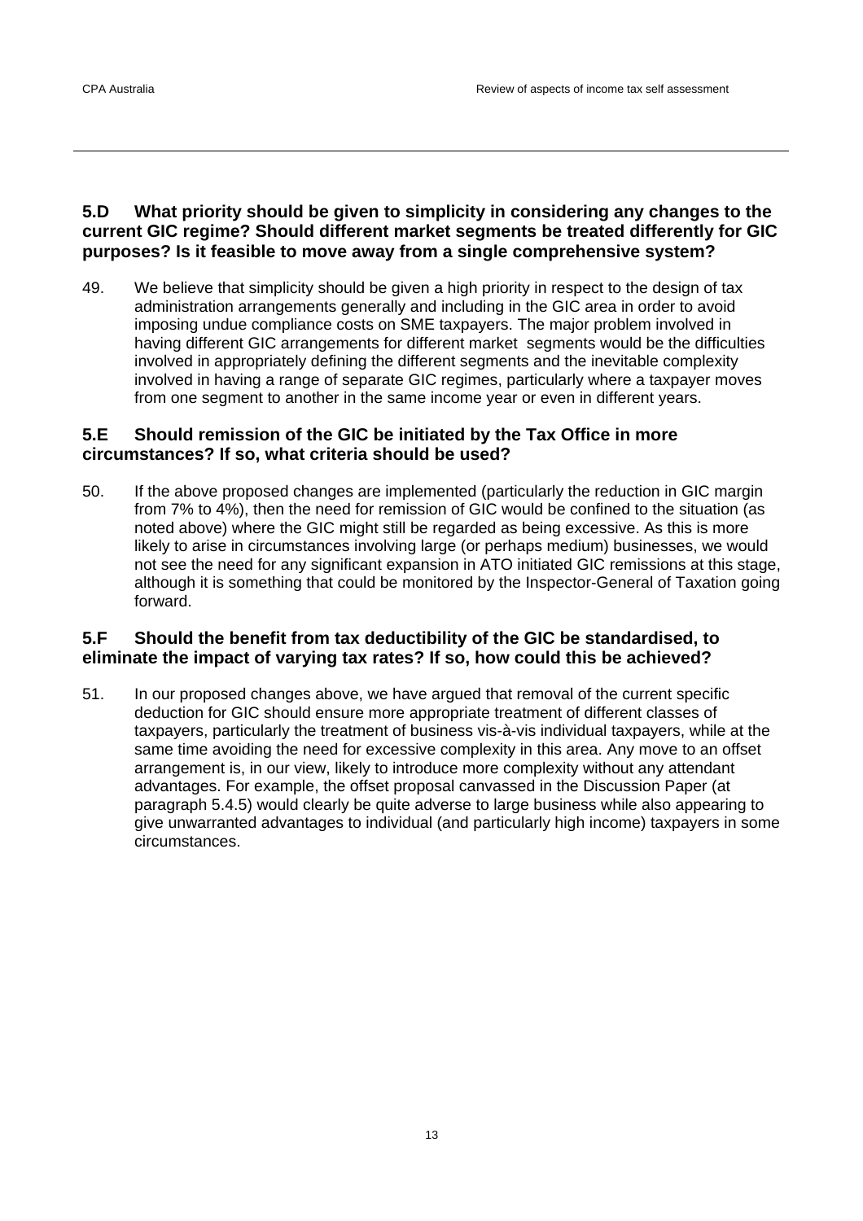### 5.D What priority should be given to simplicity in considering any changes to the current GIC regime? Should different market segments be treated differently for GIC purposes? Is it feasible to move away from a single comprehensive system?

49. We believe that simplicity should be given a high priority in respect to the design of tax administration arrangements generally and including in the GIC area in order to avoid imposing undue compliance costs on SME taxpayers. The major problem involved in having different GIC arrangements for different market segments would be the difficulties involved in appropriately defining the different segments and the inevitable complexity involved in having a range of separate GIC regimes, particularly where a taxpayer moves from one segment to another in the same income year or even in different years.

### 5.E Should remission of the GIC be initiated by the Tax Office in more circumstances? If so, what criteria should be used?

50. If the above proposed changes are implemented (particularly the reduction in GIC margin from 7% to 4%), then the need for remission of GIC would be confined to the situation (as noted above) where the GIC might still be regarded as being excessive. As this is more likely to arise in circumstances involving large (or perhaps medium) businesses, we would not see the need for any significant expansion in ATO initiated GIC remissions at this stage, although it is something that could be monitored by the Inspector-General of Taxation going forward.

### 5.F Should the benefit from tax deductibility of the GIC be standardised, to eliminate the impact of varying tax rates? If so, how could this be achieved?

51. In our proposed changes above, we have argued that removal of the current specific deduction for GIC should ensure more appropriate treatment of different classes of taxpayers, particularly the treatment of business vis-à-vis individual taxpayers, while at the same time avoiding the need for excessive complexity in this area. Any move to an offset arrangement is, in our view, likely to introduce more complexity without any attendant advantages. For example, the offset proposal canvassed in the Discussion Paper (at paragraph 5.4.5) would clearly be quite adverse to large business while also appearing to give unwarranted advantages to individual (and particularly high income) taxpayers in some circumstances.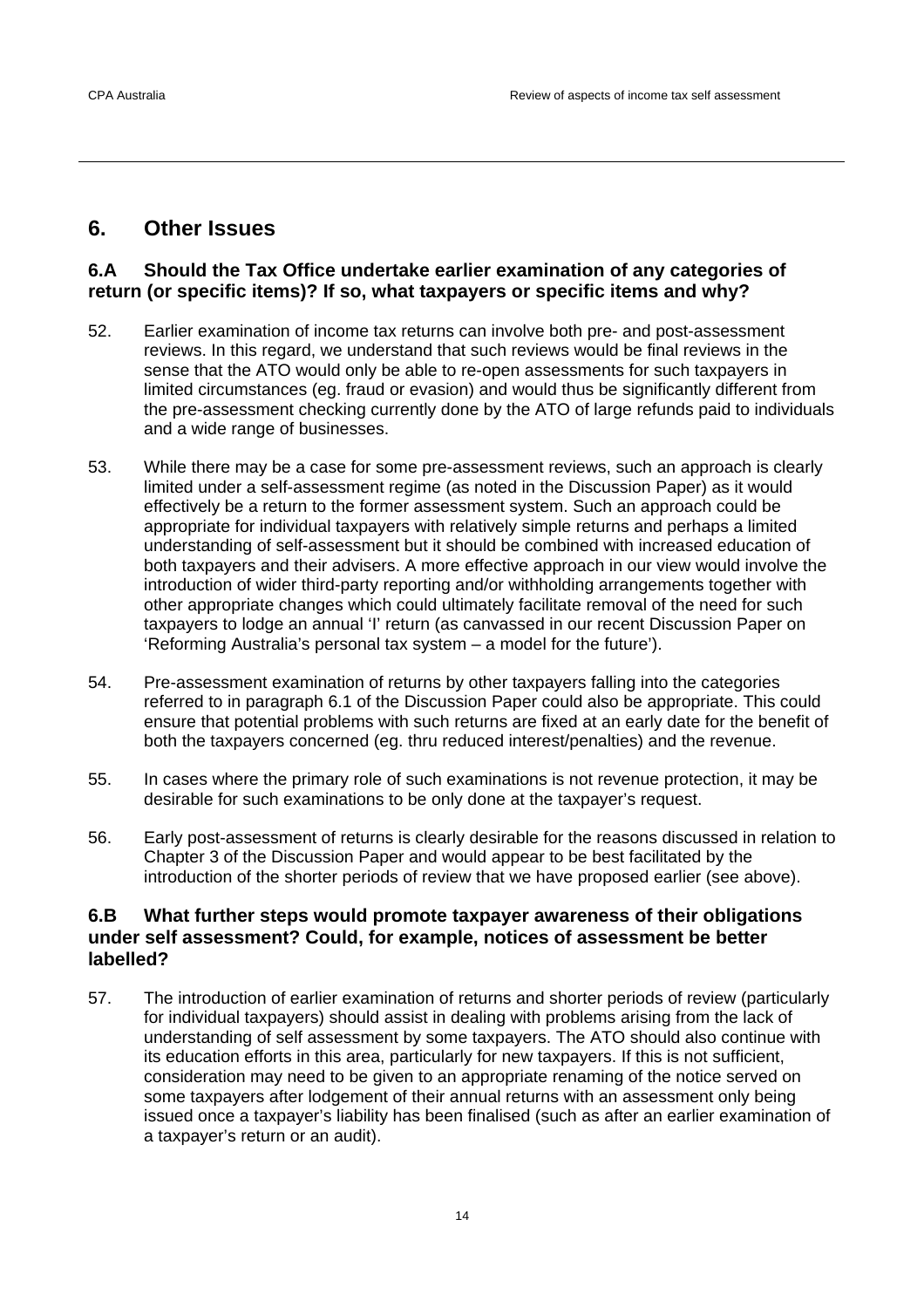## 6. Other Issues

### 6.A Should the Tax Office undertake earlier examination of any categories of return (or specific items)? If so, what taxpayers or specific items and why?

52. Earlier examination of income tax returns can involve both pre- and post-assessment reviews. In this regard, we understand that such reviews would be final reviews in the sense that the ATO would only be able to re-open assessments for such taxpayers in limited circumstances (eg. fraud or evasion) and would thus be significantly different from the pre-assessment checking currently done by the ATO of large refunds paid to individuals and a wide range of businesses.

53. While there may be a case for some pre-assessment reviews, such an approach is clearly limited under a self-assessment regime (as noted in the Discussion Paper) as it would effectively be a return to the former assessment system. Such an approach could be appropriate for individual taxpayers with relatively simple returns and perhaps a limited understanding of self-assessment but it should be combined with increased education of both taxpayers and their advisers. A more effective approach in our view would involve the introduction of wider third-party reporting and/or withholding arrangements together with other appropriate changes which could ultimately facilitate removal of the need for such taxpayers to lodge an annual 'I' return (as canvassed in our recent Discussion Paper on 'Reforming Australia's personal tax system – a model for the future').

54. Pre-assessment examination of returns by other taxpayers falling into the categories referred to in paragraph 6.1 of the Discussion Paper could also be appropriate. This could ensure that potential problems with such returns are fixed at an early date for the benefit of both the taxpayers concerned (eg. thru reduced interest/penalties) and the revenue.

55. In cases where the primary role of such examinations is not revenue protection, it may be desirable for such examinations to be only done at the taxpayer's request.

56. Early post-assessment of returns is clearly desirable for the reasons discussed in relation to Chapter 3 of the Discussion Paper and would appear to be best facilitated by the introduction of the shorter periods of review that we have proposed earlier (see above).

### 6.B What further steps would promote taxpayer awareness of their obligations under self assessment? Could, for example, notices of assessment be better labelled?

57. The introduction of earlier examination of returns and shorter periods of review (particularly for individual taxpayers) should assist in dealing with problems arising from the lack of understanding of self assessment by some taxpayers. The ATO should also continue with its education efforts in this area, particularly for new taxpayers. If this is not sufficient, consideration may need to be given to an appropriate renaming of the notice served on some taxpayers after lodgement of their annual returns with an assessment only being issued once a taxpayer's liability has been finalised (such as after an earlier examination of a taxpayer's return or an audit).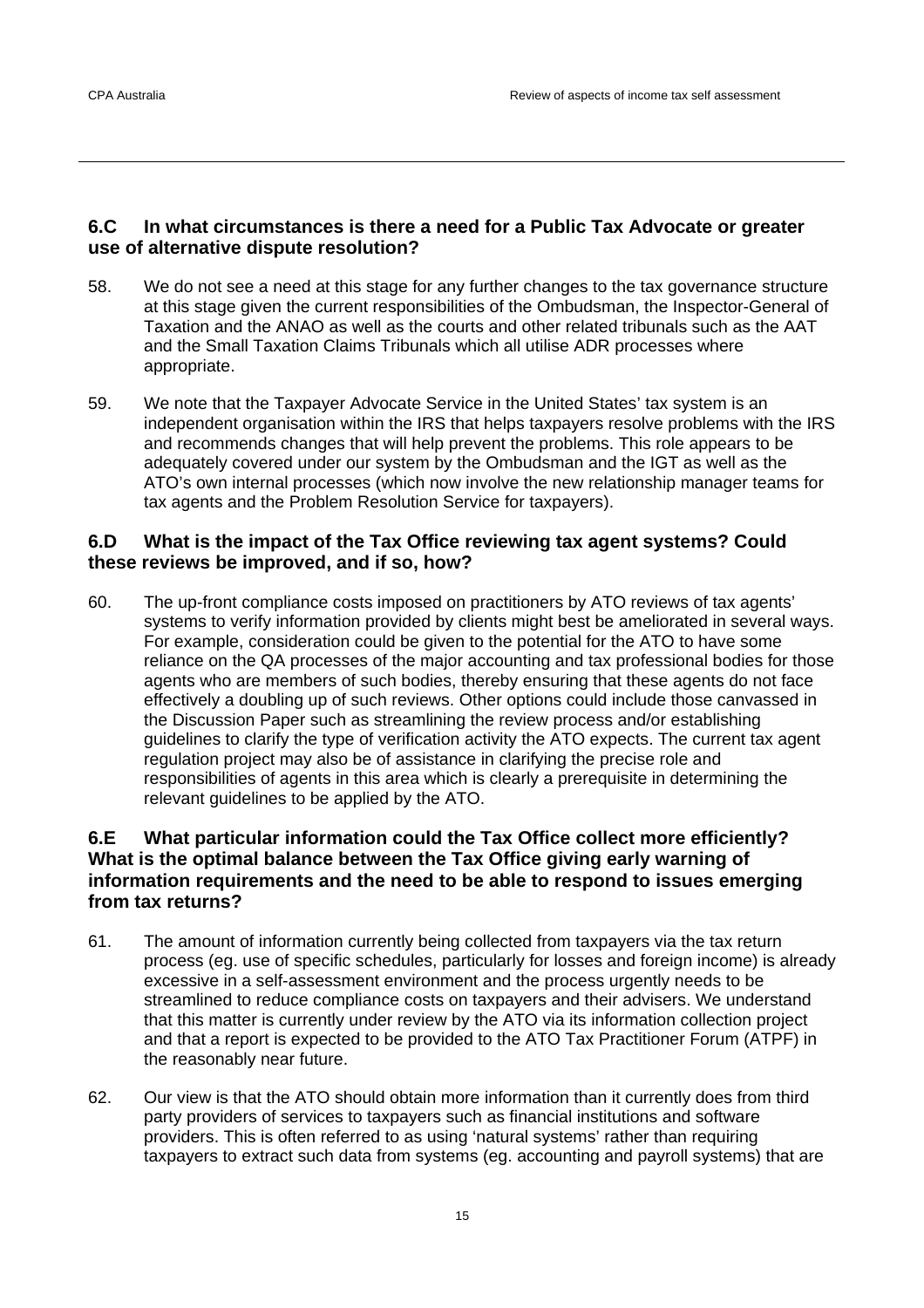## 6.C In what circumstances is there a need for a Public Tax Advocate or greater use of alternative dispute resolution?

58. We do not see a need at this stage for any further changes to the tax governance structure at this stage given the current responsibilities of the Ombudsman, the Inspector-General of Taxation and the ANAO as well as the courts and other related tribunals such as the AAT and the Small Taxation Claims Tribunals which all utilise ADR processes where appropriate.

59. We note that the Taxpayer Advocate Service in the United States' tax system is an independent organisation within the IRS that helps taxpayers resolve problems with the IRS and recommends changes that will help prevent the problems. This role appears to be adequately covered under our system by the Ombudsman and the IGT as well as the ATO's own internal processes (which now involve the new relationship manager teams for tax agents and the Problem Resolution Service for taxpayers).

## 6.D What is the impact of the Tax Office reviewing tax agent systems? Could these reviews be improved, and if so, how?

60. The up-front compliance costs imposed on practitioners by ATO reviews of tax agents' systems to verify information provided by clients might best be ameliorated in several ways. For example, consideration could be given to the potential for the ATO to have some reliance on the QA processes of the major accounting and tax professional bodies for those agents who are members of such bodies, thereby ensuring that these agents do not face effectively a doubling up of such reviews. Other options could include those canvassed in the Discussion Paper such as streamlining the review process and/or establishing guidelines to clarify the type of verification activity the ATO expects. The current tax agent regulation project may also be of assistance in clarifying the precise role and responsibilities of agents in this area which is clearly a prerequisite in determining the relevant guidelines to be applied by the ATO.

## 6.E What particular information could the Tax Office collect more efficiently? What is the optimal balance between the Tax Office giving early warning of information requirements and the need to be able to respond to issues emerging from tax returns?

61. The amount of information currently being collected from taxpayers via the tax return process (eg. use of specific schedules, particularly for losses and foreign income) is already excessive in a self-assessment environment and the process urgently needs to be streamlined to reduce compliance costs on taxpayers and their advisers. We understand that this matter is currently under review by the ATO via its information collection project and that a report is expected to be provided to the ATO Tax Practitioner Forum (ATPF) in the reasonably near future.

62. Our view is that the ATO should obtain more information than it currently does from third party providers of services to taxpayers such as financial institutions and software providers. This is often referred to as using 'natural systems' rather than requiring taxpayers to extract such data from systems (eg. accounting and payroll systems) that are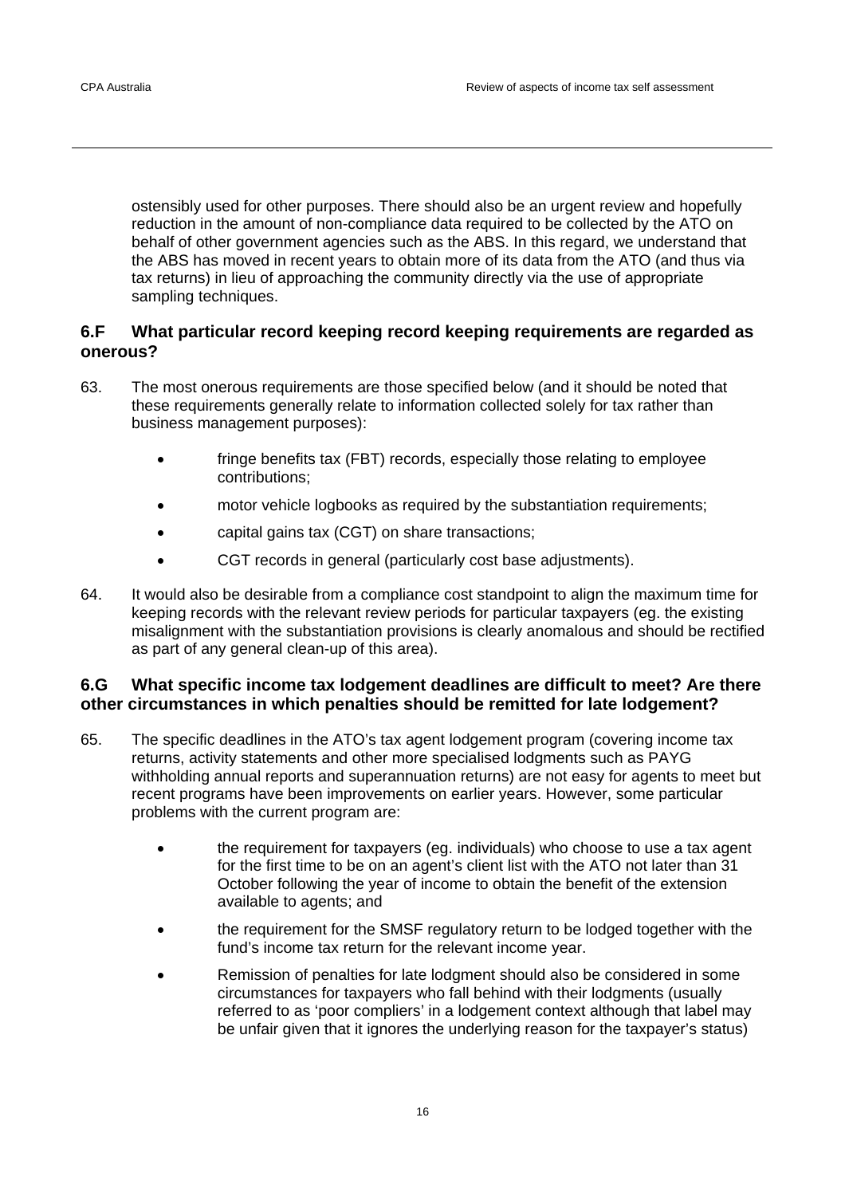ostensibly used for other purposes. There should also be an urgent review and hopefully reduction in the amount of non-compliance data required to be collected by the ATO on behalf of other government agencies such as the ABS. In this regard, we understand that the ABS has moved in recent years to obtain more of its data from the ATO (and thus via tax returns) in lieu of approaching the community directly via the use of appropriate sampling techniques.

## 6.F What particular record keeping record keeping requirements are regarded as onerous?

63. The most onerous requirements are those specified below (and it should be noted that these requirements generally relate to information collected solely for tax rather than business management purposes):

    - fringe benefits tax (FBT) records, especially those relating to employee contributions;
    - motor vehicle logbooks as required by the substantiation requirements;
    - capital gains tax (CGT) on share transactions;
    - CGT records in general (particularly cost base adjustments).

64. It would also be desirable from a compliance cost standpoint to align the maximum time for keeping records with the relevant review periods for particular taxpayers (eg. the existing misalignment with the substantiation provisions is clearly anomalous and should be rectified as part of any general clean-up of this area).

## 6.G What specific income tax lodgement deadlines are difficult to meet? Are there other circumstances in which penalties should be remitted for late lodgement?

65. The specific deadlines in the ATO's tax agent lodgement program (covering income tax returns, activity statements and other more specialised lodgments such as PAYG withholding annual reports and superannuation returns) are not easy for agents to meet but recent programs have been improvements on earlier years. However, some particular problems with the current program are:

    - the requirement for taxpayers (eg. individuals) who choose to use a tax agent for the first time to be on an agent's client list with the ATO not later than 31 October following the year of income to obtain the benefit of the extension available to agents; and
    - the requirement for the SMSF regulatory return to be lodged together with the fund's income tax return for the relevant income year.
    - Remission of penalties for late lodgment should also be considered in some circumstances for taxpayers who fall behind with their lodgments (usually referred to as 'poor compliers' in a lodgement context although that label may be unfair given that it ignores the underlying reason for the taxpayer's status)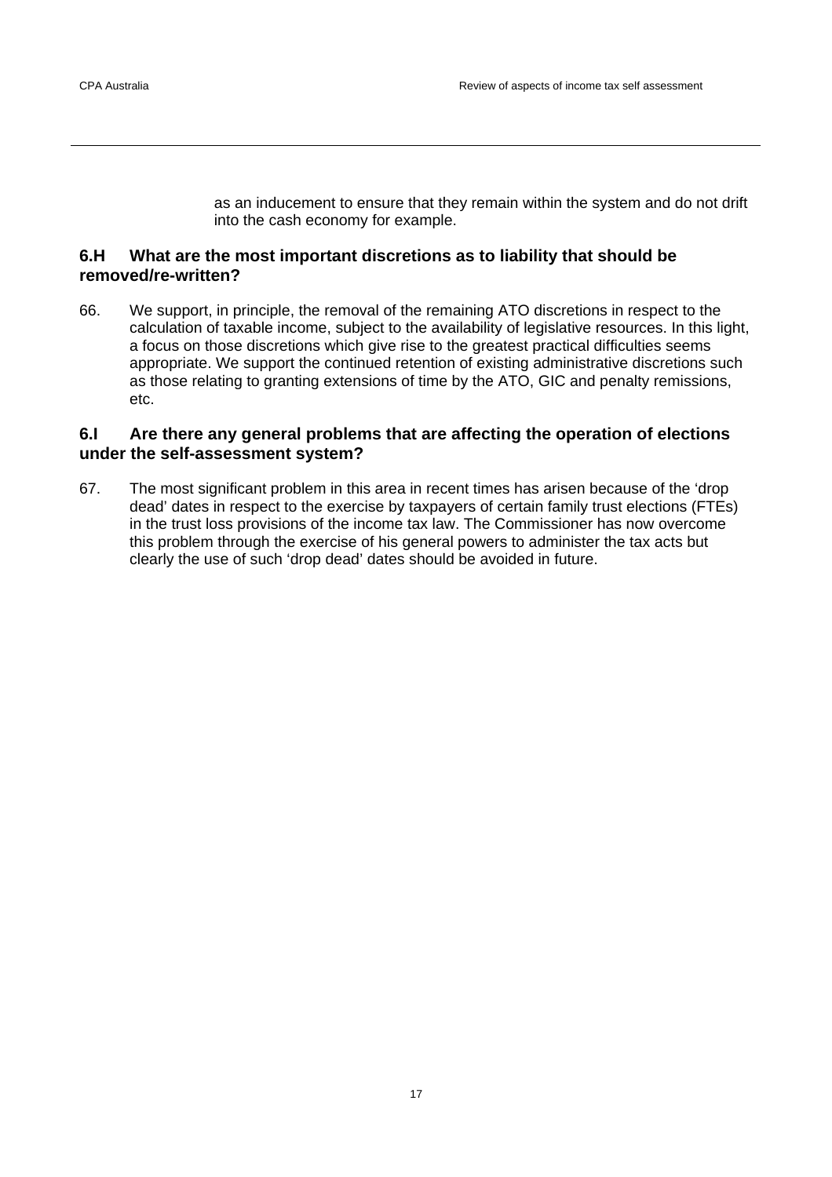as an inducement to ensure that they remain within the system and do not drift into the cash economy for example.

### 6.H What are the most important discretions as to liability that should be removed/re-written?

66. We support, in principle, the removal of the remaining ATO discretions in respect to the calculation of taxable income, subject to the availability of legislative resources. In this light, a focus on those discretions which give rise to the greatest practical difficulties seems appropriate. We support the continued retention of existing administrative discretions such as those relating to granting extensions of time by the ATO, GIC and penalty remissions, etc.

### 6.I Are there any general problems that are affecting the operation of elections under the self-assessment system?

67. The most significant problem in this area in recent times has arisen because of the 'drop dead' dates in respect to the exercise by taxpayers of certain family trust elections (FTEs) in the trust loss provisions of the income tax law. The Commissioner has now overcome this problem through the exercise of his general powers to administer the tax acts but clearly the use of such 'drop dead' dates should be avoided in future.